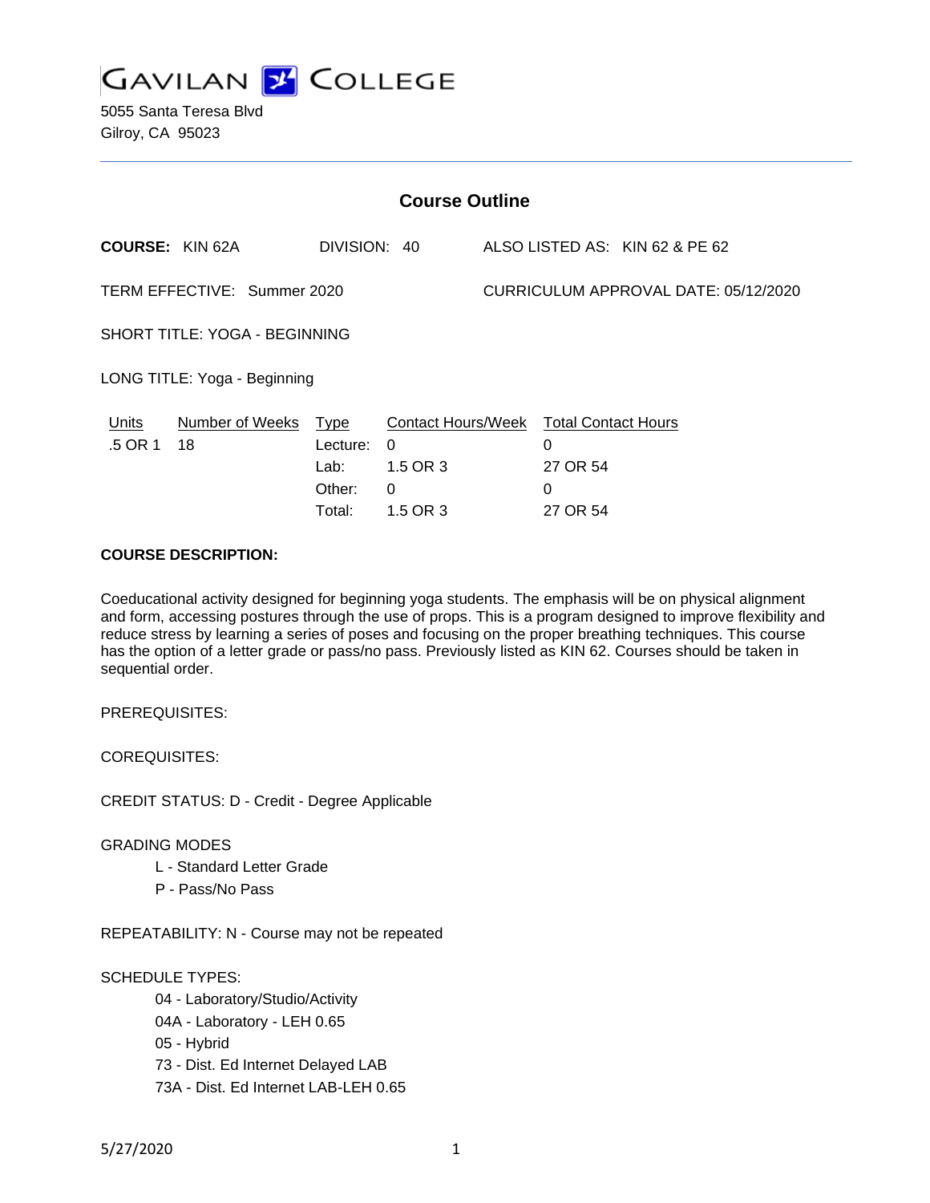# GAVILAN COLLEGE

5055 Santa Teresa Blvd
Gilroy, CA 95023

## Course Outline

**COURSE:** KIN 62A DIVISION: 40 ALSO LISTED AS: KIN 62 & PE 62

TERM EFFECTIVE: Summer 2020 CURRICULUM APPROVAL DATE: 05/12/2020

SHORT TITLE: YOGA - BEGINNING

LONG TITLE: Yoga - Beginning

| Units | Number of Weeks | Type | Contact Hours/Week | Total Contact Hours |
| --- | --- | --- | --- | --- |
| .5 OR 1 | 18 | Lecture: | 0 | 0 |
| | | Lab: | 1.5 OR 3 | 27 OR 54 |
| | | Other: | 0 | 0 |
| | | Total: | 1.5 OR 3 | 27 OR 54 |

**COURSE DESCRIPTION:**

Coeducational activity designed for beginning yoga students. The emphasis will be on physical alignment and form, accessing postures through the use of props. This is a program designed to improve flexibility and reduce stress by learning a series of poses and focusing on the proper breathing techniques. This course has the option of a letter grade or pass/no pass. Previously listed as KIN 62. Courses should be taken in sequential order.

PREREQUISITES:

COREQUISITES:

CREDIT STATUS: D - Credit - Degree Applicable

GRADING MODES

- L - Standard Letter Grade
- P - Pass/No Pass

REPEATABILITY: N - Course may not be repeated

SCHEDULE TYPES:

- 04 - Laboratory/Studio/Activity
- 04A - Laboratory - LEH 0.65
- 05 - Hybrid
- 73 - Dist. Ed Internet Delayed LAB
- 73A - Dist. Ed Internet LAB-LEH 0.65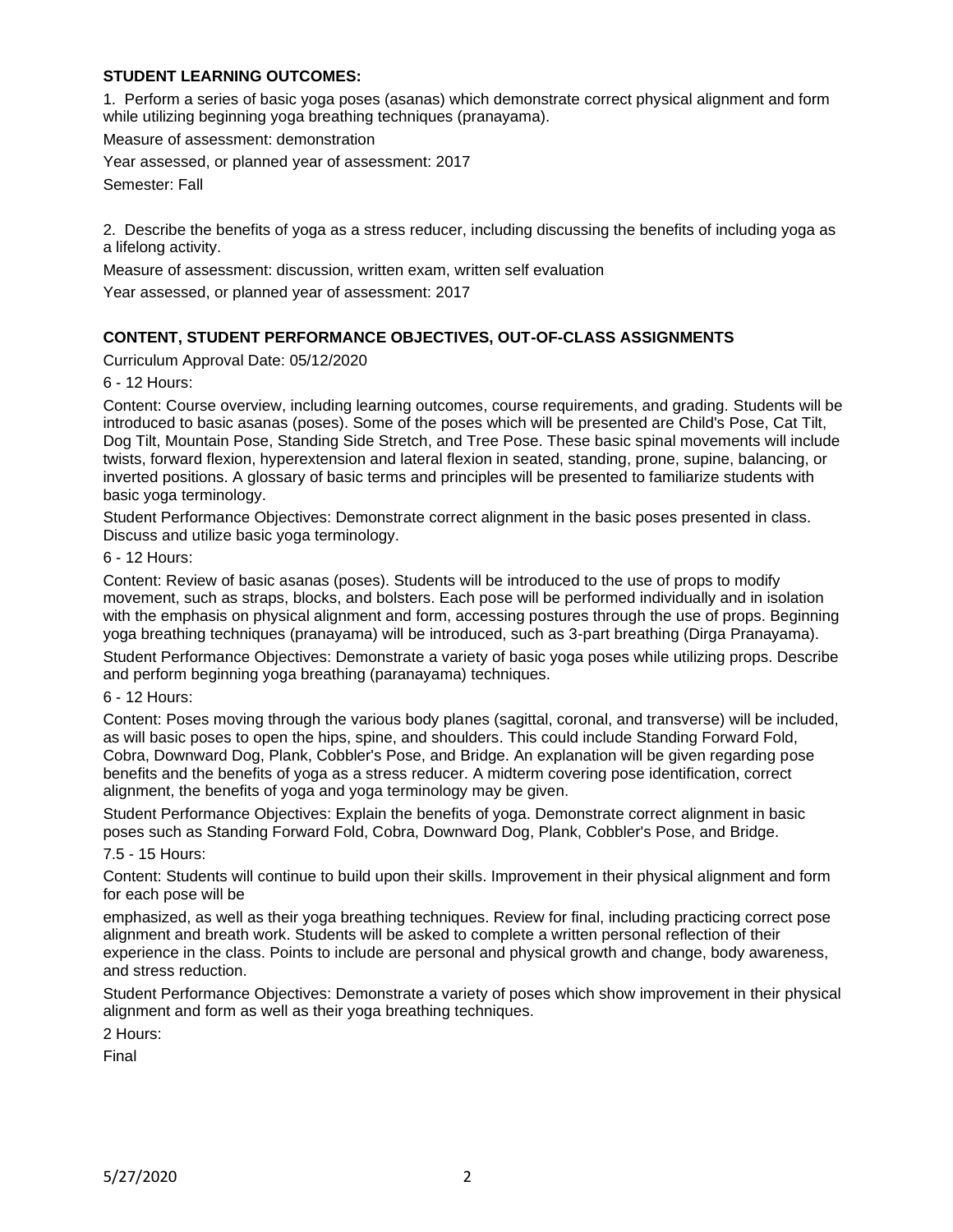**STUDENT LEARNING OUTCOMES:**

1. Perform a series of basic yoga poses (asanas) which demonstrate correct physical alignment and form while utilizing beginning yoga breathing techniques (pranayama).

Measure of assessment: demonstration

Year assessed, or planned year of assessment: 2017

Semester: Fall

2. Describe the benefits of yoga as a stress reducer, including discussing the benefits of including yoga as a lifelong activity.

Measure of assessment: discussion, written exam, written self evaluation

Year assessed, or planned year of assessment: 2017

**CONTENT, STUDENT PERFORMANCE OBJECTIVES, OUT-OF-CLASS ASSIGNMENTS**

Curriculum Approval Date: 05/12/2020

6 - 12 Hours:

Content: Course overview, including learning outcomes, course requirements, and grading. Students will be introduced to basic asanas (poses). Some of the poses which will be presented are Child's Pose, Cat Tilt, Dog Tilt, Mountain Pose, Standing Side Stretch, and Tree Pose. These basic spinal movements will include twists, forward flexion, hyperextension and lateral flexion in seated, standing, prone, supine, balancing, or inverted positions. A glossary of basic terms and principles will be presented to familiarize students with basic yoga terminology.

Student Performance Objectives: Demonstrate correct alignment in the basic poses presented in class. Discuss and utilize basic yoga terminology.

6 - 12 Hours:

Content: Review of basic asanas (poses). Students will be introduced to the use of props to modify movement, such as straps, blocks, and bolsters. Each pose will be performed individually and in isolation with the emphasis on physical alignment and form, accessing postures through the use of props. Beginning yoga breathing techniques (pranayama) will be introduced, such as 3-part breathing (Dirga Pranayama).

Student Performance Objectives: Demonstrate a variety of basic yoga poses while utilizing props. Describe and perform beginning yoga breathing (paranayama) techniques.

6 - 12 Hours:

Content: Poses moving through the various body planes (sagittal, coronal, and transverse) will be included, as will basic poses to open the hips, spine, and shoulders. This could include Standing Forward Fold, Cobra, Downward Dog, Plank, Cobbler's Pose, and Bridge. An explanation will be given regarding pose benefits and the benefits of yoga as a stress reducer. A midterm covering pose identification, correct alignment, the benefits of yoga and yoga terminology may be given.

Student Performance Objectives: Explain the benefits of yoga. Demonstrate correct alignment in basic poses such as Standing Forward Fold, Cobra, Downward Dog, Plank, Cobbler's Pose, and Bridge.

7.5 - 15 Hours:

Content: Students will continue to build upon their skills. Improvement in their physical alignment and form for each pose will be emphasized, as well as their yoga breathing techniques. Review for final, including practicing correct pose alignment and breath work. Students will be asked to complete a written personal reflection of their experience in the class. Points to include are personal and physical growth and change, body awareness, and stress reduction.

Student Performance Objectives: Demonstrate a variety of poses which show improvement in their physical alignment and form as well as their yoga breathing techniques.

2 Hours:

Final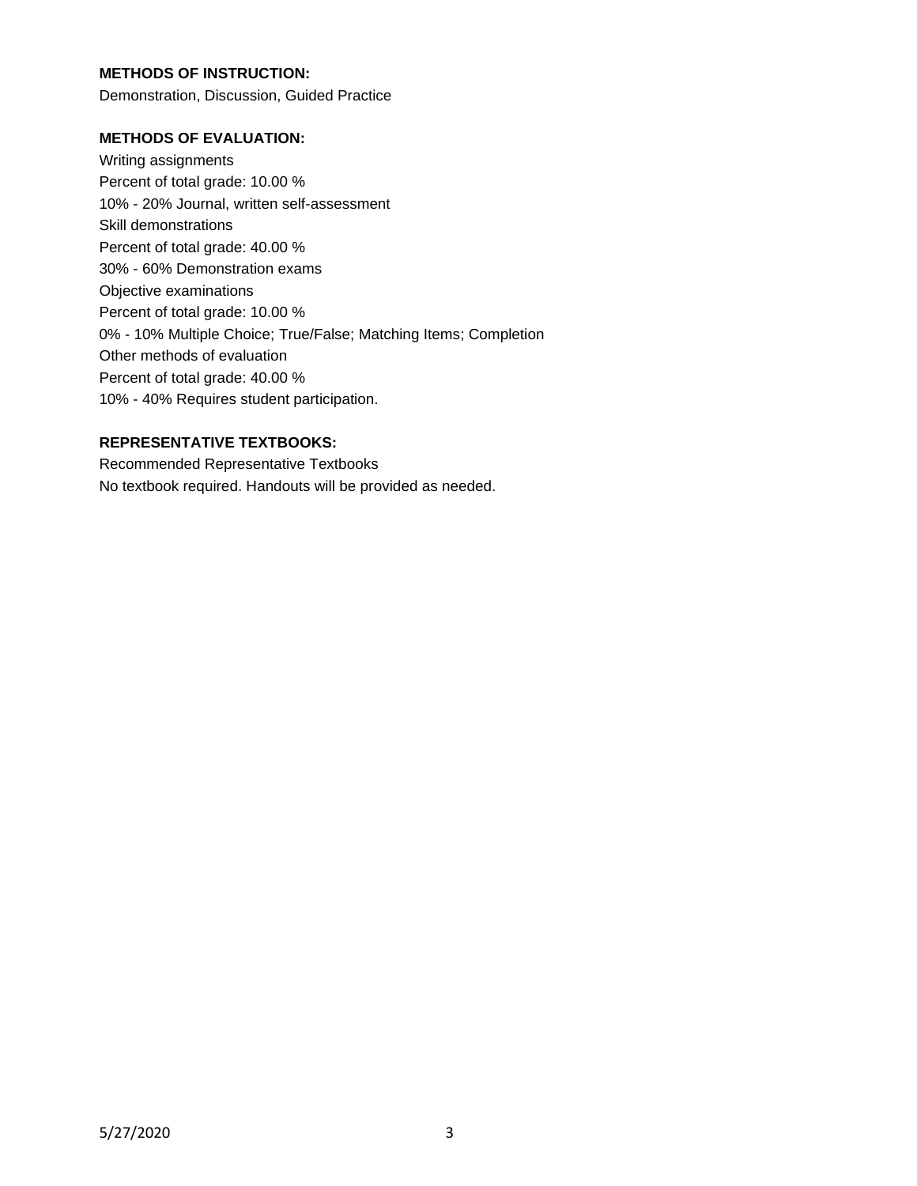**METHODS OF INSTRUCTION:**

Demonstration, Discussion, Guided Practice

**METHODS OF EVALUATION:**

Writing assignments
Percent of total grade: 10.00 %
10% - 20% Journal, written self-assessment
Skill demonstrations
Percent of total grade: 40.00 %
30% - 60% Demonstration exams
Objective examinations
Percent of total grade: 10.00 %
0% - 10% Multiple Choice; True/False; Matching Items; Completion
Other methods of evaluation
Percent of total grade: 40.00 %
10% - 40% Requires student participation.

**REPRESENTATIVE TEXTBOOKS:**

Recommended Representative Textbooks
No textbook required. Handouts will be provided as needed.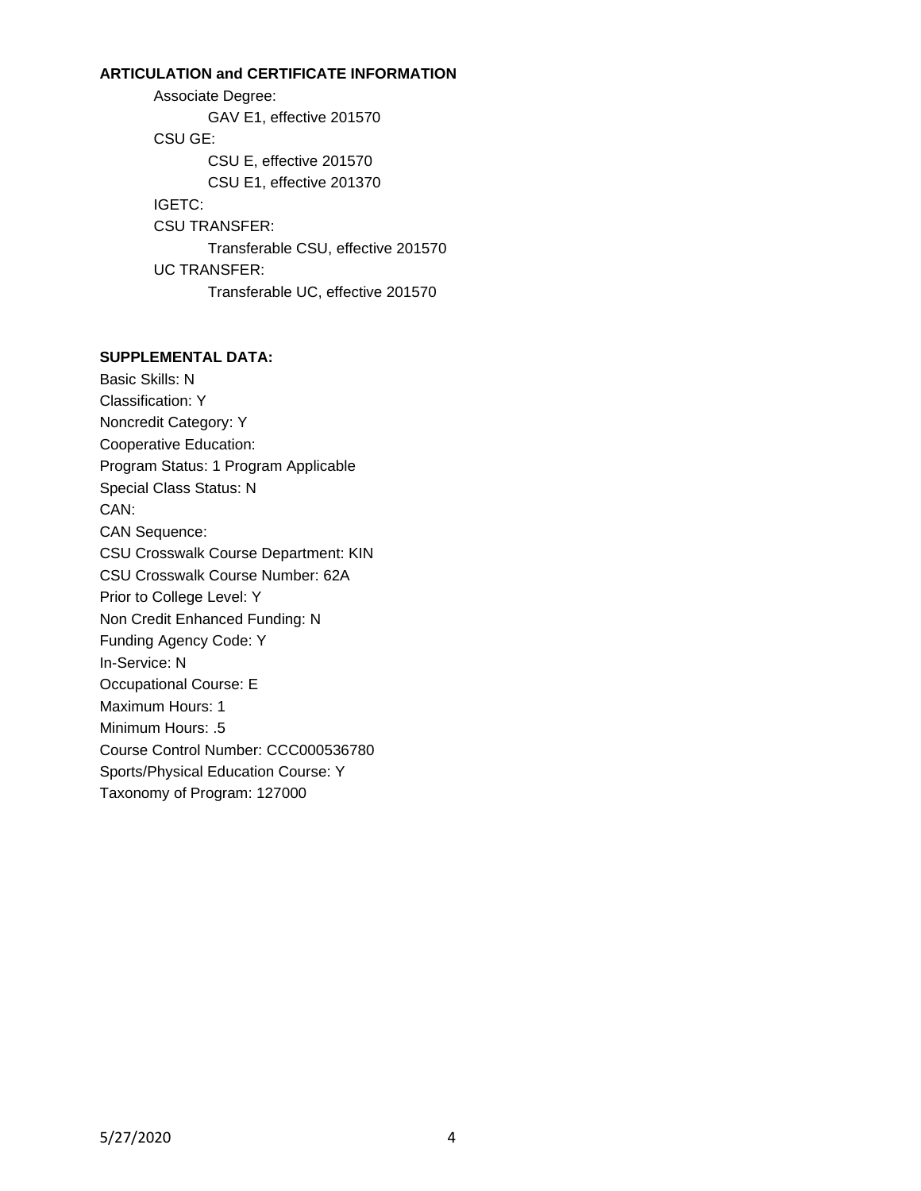**ARTICULATION and CERTIFICATE INFORMATION**

Associate Degree:

GAV E1, effective 201570

CSU GE:

CSU E, effective 201570

CSU E1, effective 201370

IGETC:

CSU TRANSFER:

Transferable CSU, effective 201570

UC TRANSFER:

Transferable UC, effective 201570

**SUPPLEMENTAL DATA:**

Basic Skills: N
Classification: Y
Noncredit Category: Y
Cooperative Education:
Program Status: 1 Program Applicable
Special Class Status: N
CAN:
CAN Sequence:
CSU Crosswalk Course Department: KIN
CSU Crosswalk Course Number: 62A
Prior to College Level: Y
Non Credit Enhanced Funding: N
Funding Agency Code: Y
In-Service: N
Occupational Course: E
Maximum Hours: 1
Minimum Hours: .5
Course Control Number: CCC000536780
Sports/Physical Education Course: Y
Taxonomy of Program: 127000